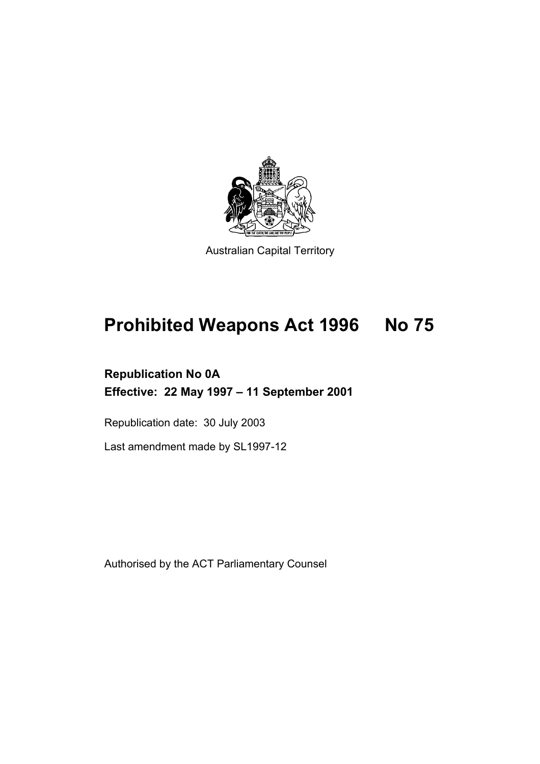Australian Capital Territory

# Prohibited Weapons Act 1996 No 75

**Republication No 0A**

**Effective: 22 May 1997 – 11 September 2001**

Republication date: 30 July 2003

Last amendment made by SL1997-12

Authorised by the ACT Parliamentary Counsel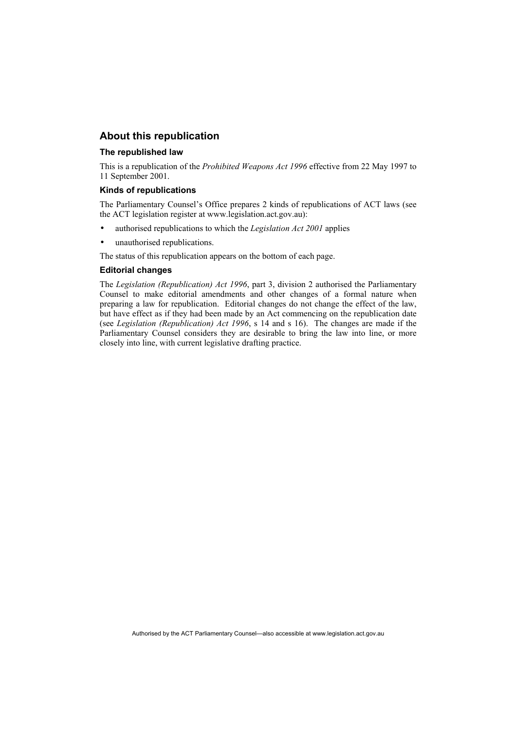## About this republication

### The republished law

This is a republication of the *Prohibited Weapons Act 1996* effective from 22 May 1997 to 11 September 2001.

### Kinds of republications

The Parliamentary Counsel's Office prepares 2 kinds of republications of ACT laws (see the ACT legislation register at www.legislation.act.gov.au):

- authorised republications to which the *Legislation Act 2001* applies
- unauthorised republications.

The status of this republication appears on the bottom of each page.

### Editorial changes

The *Legislation (Republication) Act 1996*, part 3, division 2 authorised the Parliamentary Counsel to make editorial amendments and other changes of a formal nature when preparing a law for republication. Editorial changes do not change the effect of the law, but have effect as if they had been made by an Act commencing on the republication date (see *Legislation (Republication) Act 1996*, s 14 and s 16). The changes are made if the Parliamentary Counsel considers they are desirable to bring the law into line, or more closely into line, with current legislative drafting practice.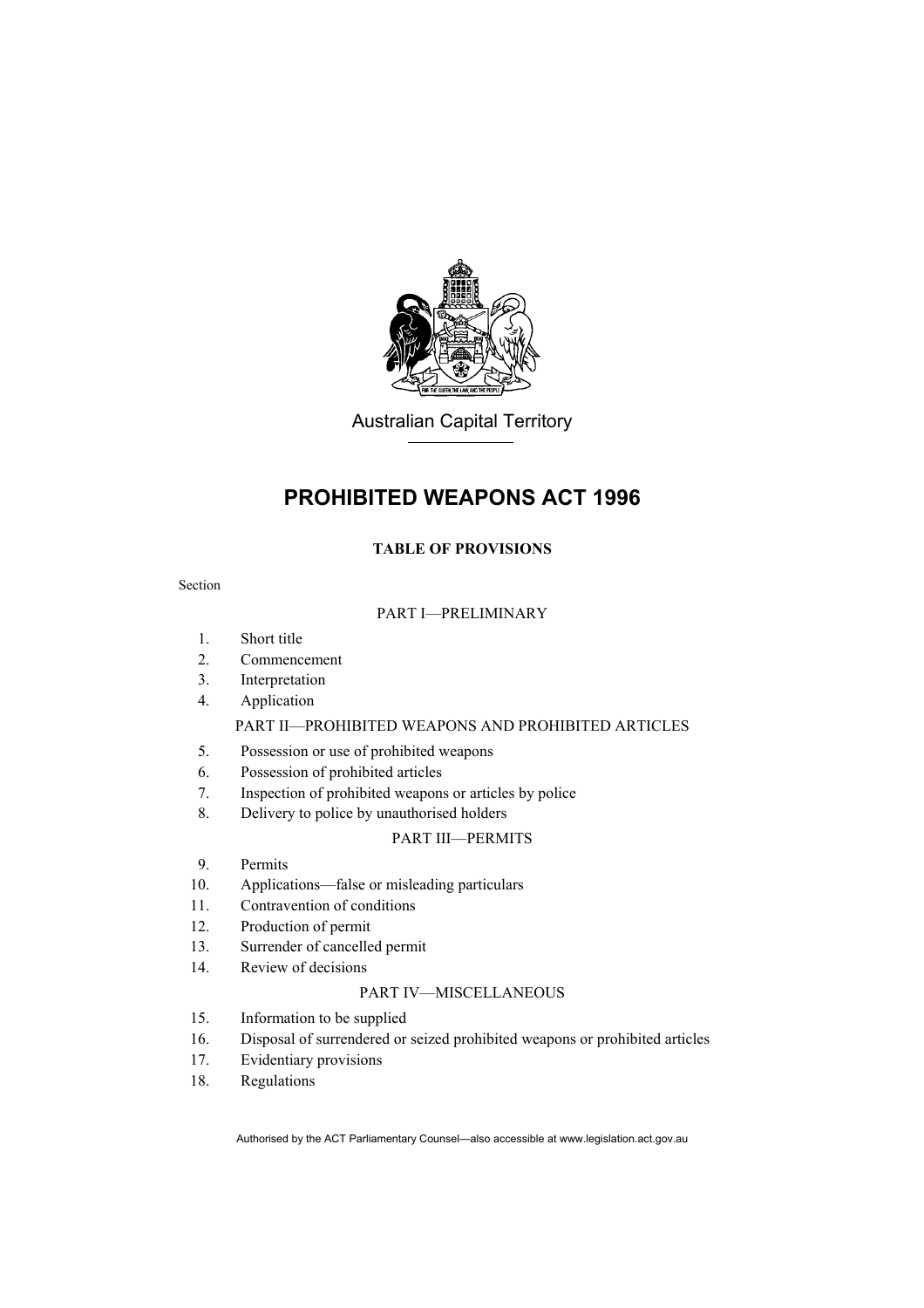Australian Capital Territory

# PROHIBITED WEAPONS ACT 1996

**TABLE OF PROVISIONS**

Section

PART I—PRELIMINARY

1. Short title
2. Commencement
3. Interpretation
4. Application

PART II—PROHIBITED WEAPONS AND PROHIBITED ARTICLES

5. Possession or use of prohibited weapons
6. Possession of prohibited articles
7. Inspection of prohibited weapons or articles by police
8. Delivery to police by unauthorised holders

PART III—PERMITS

9. Permits
10. Applications—false or misleading particulars
11. Contravention of conditions
12. Production of permit
13. Surrender of cancelled permit
14. Review of decisions

PART IV—MISCELLANEOUS

15. Information to be supplied
16. Disposal of surrendered or seized prohibited weapons or prohibited articles
17. Evidentiary provisions
18. Regulations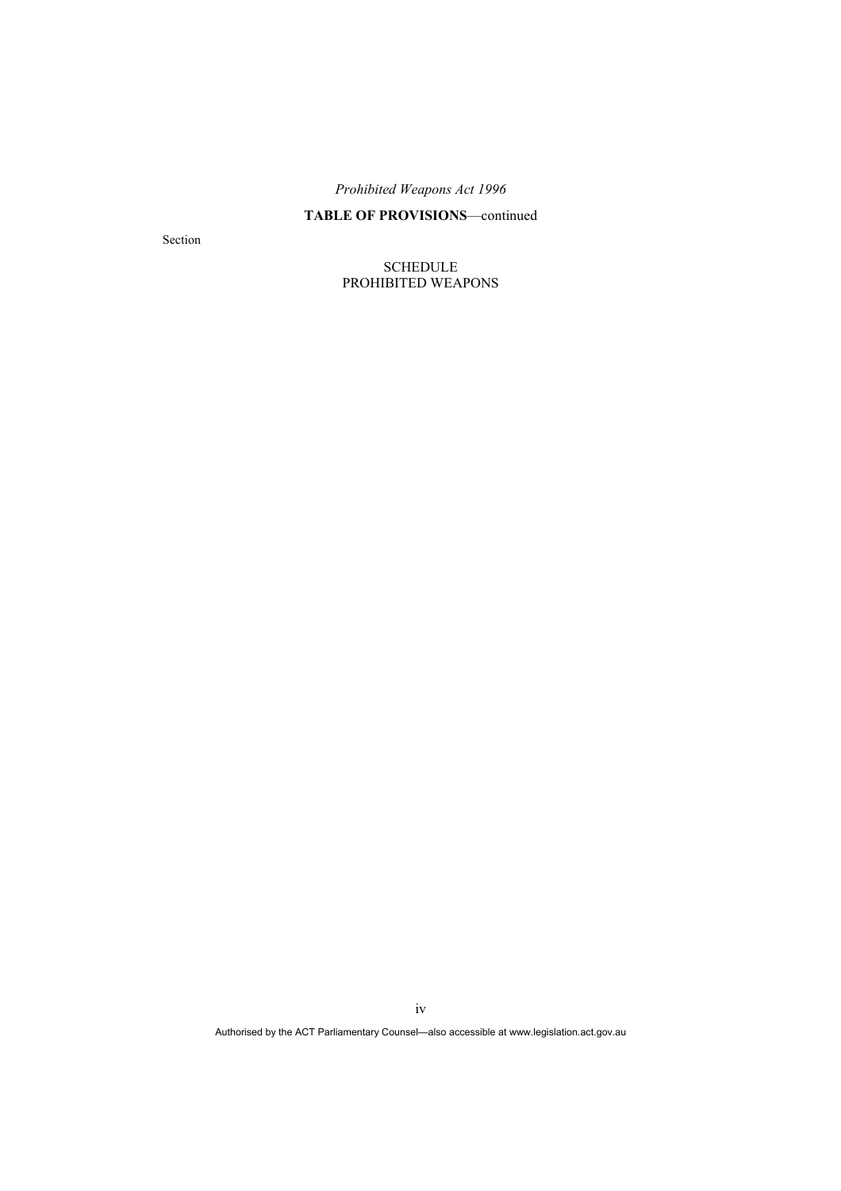**TABLE OF PROVISIONS**—continued

Section

SCHEDULE
PROHIBITED WEAPONS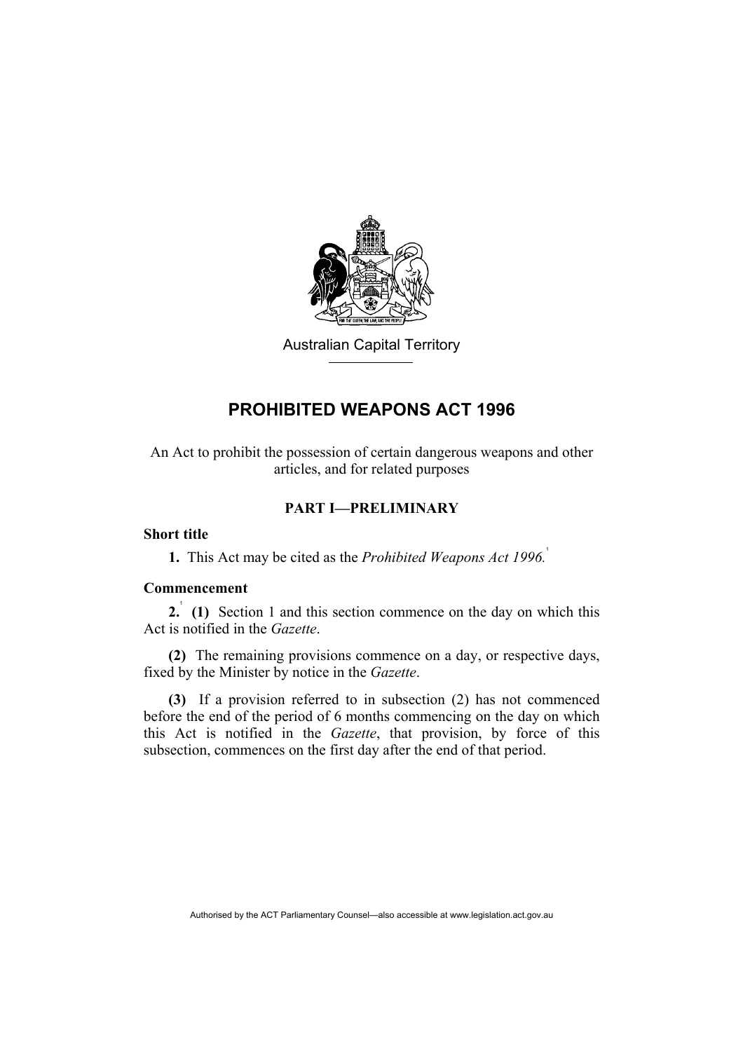Australian Capital Territory

# PROHIBITED WEAPONS ACT 1996

An Act to prohibit the possession of certain dangerous weapons and other articles, and for related purposes

## PART I—PRELIMINARY

### Short title

**1.** This Act may be cited as the *Prohibited Weapons Act 1996.*[1]

### Commencement

**2.**[1] **(1)** Section 1 and this section commence on the day on which this Act is notified in the *Gazette*.

**(2)** The remaining provisions commence on a day, or respective days, fixed by the Minister by notice in the *Gazette*.

**(3)** If a provision referred to in subsection (2) has not commenced before the end of the period of 6 months commencing on the day on which this Act is notified in the *Gazette*, that provision, by force of this subsection, commences on the first day after the end of that period.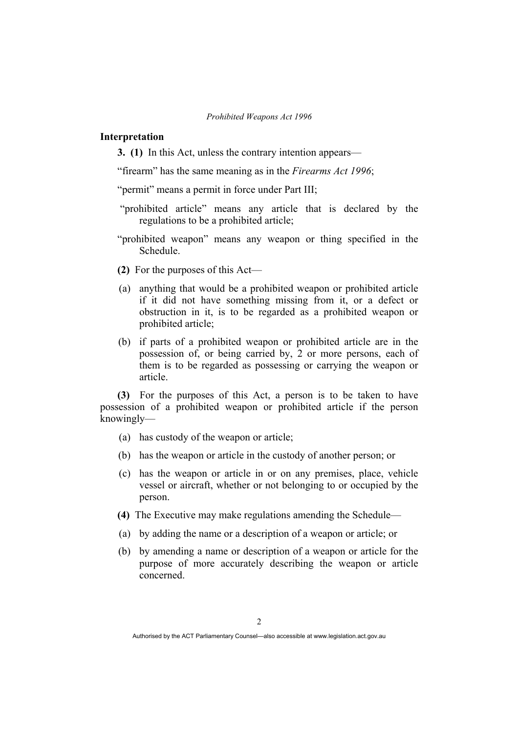## Interpretation

**3. (1)** In this Act, unless the contrary intention appears—

"firearm" has the same meaning as in the *Firearms Act 1996*;

"permit" means a permit in force under Part III;

"prohibited article" means any article that is declared by the regulations to be a prohibited article;

"prohibited weapon" means any weapon or thing specified in the Schedule.

**(2)** For the purposes of this Act—

(a) anything that would be a prohibited weapon or prohibited article if it did not have something missing from it, or a defect or obstruction in it, is to be regarded as a prohibited weapon or prohibited article;

(b) if parts of a prohibited weapon or prohibited article are in the possession of, or being carried by, 2 or more persons, each of them is to be regarded as possessing or carrying the weapon or article.

**(3)** For the purposes of this Act, a person is to be taken to have possession of a prohibited weapon or prohibited article if the person knowingly—

(a) has custody of the weapon or article;

(b) has the weapon or article in the custody of another person; or

(c) has the weapon or article in or on any premises, place, vehicle vessel or aircraft, whether or not belonging to or occupied by the person.

**(4)** The Executive may make regulations amending the Schedule—

(a) by adding the name or a description of a weapon or article; or

(b) by amending a name or description of a weapon or article for the purpose of more accurately describing the weapon or article concerned.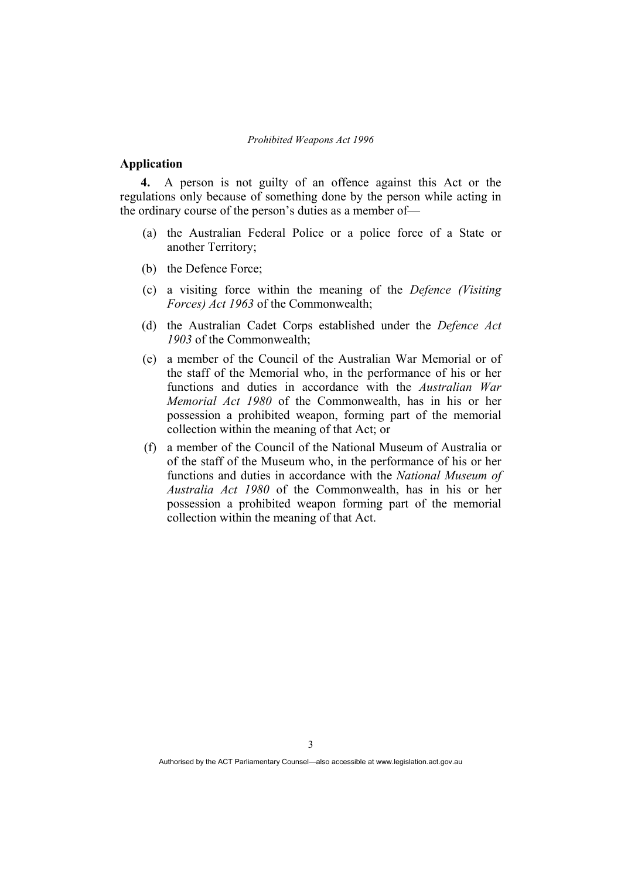**Application**

**4.** A person is not guilty of an offence against this Act or the regulations only because of something done by the person while acting in the ordinary course of the person's duties as a member of—

(a) the Australian Federal Police or a police force of a State or another Territory;

(b) the Defence Force;

(c) a visiting force within the meaning of the *Defence (Visiting Forces) Act 1963* of the Commonwealth;

(d) the Australian Cadet Corps established under the *Defence Act 1903* of the Commonwealth;

(e) a member of the Council of the Australian War Memorial or of the staff of the Memorial who, in the performance of his or her functions and duties in accordance with the *Australian War Memorial Act 1980* of the Commonwealth, has in his or her possession a prohibited weapon, forming part of the memorial collection within the meaning of that Act; or

(f) a member of the Council of the National Museum of Australia or of the staff of the Museum who, in the performance of his or her functions and duties in accordance with the *National Museum of Australia Act 1980* of the Commonwealth, has in his or her possession a prohibited weapon forming part of the memorial collection within the meaning of that Act.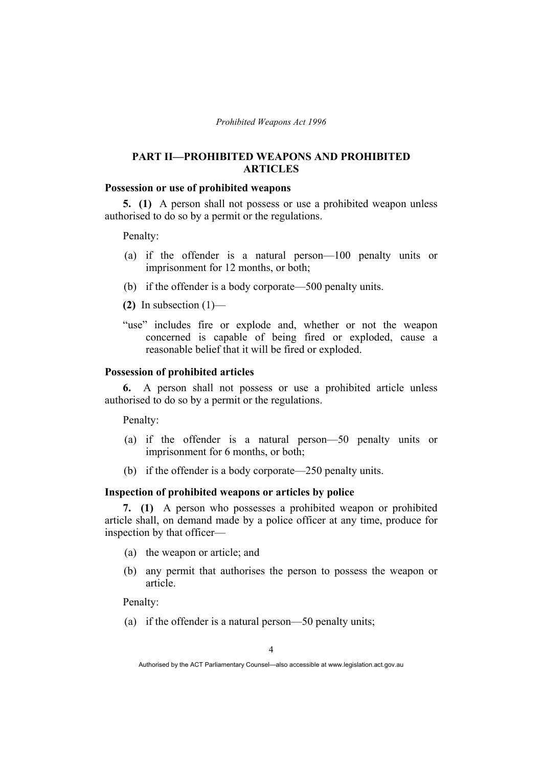## PART II—PROHIBITED WEAPONS AND PROHIBITED ARTICLES

### Possession or use of prohibited weapons

**5. (1)** A person shall not possess or use a prohibited weapon unless authorised to do so by a permit or the regulations.

Penalty:

(a) if the offender is a natural person—100 penalty units or imprisonment for 12 months, or both;

(b) if the offender is a body corporate—500 penalty units.

**(2)** In subsection (1)—

"use" includes fire or explode and, whether or not the weapon concerned is capable of being fired or exploded, cause a reasonable belief that it will be fired or exploded.

### Possession of prohibited articles

**6.** A person shall not possess or use a prohibited article unless authorised to do so by a permit or the regulations.

Penalty:

(a) if the offender is a natural person—50 penalty units or imprisonment for 6 months, or both;

(b) if the offender is a body corporate—250 penalty units.

### Inspection of prohibited weapons or articles by police

**7. (1)** A person who possesses a prohibited weapon or prohibited article shall, on demand made by a police officer at any time, produce for inspection by that officer—

(a) the weapon or article; and

(b) any permit that authorises the person to possess the weapon or article.

Penalty:

(a) if the offender is a natural person—50 penalty units;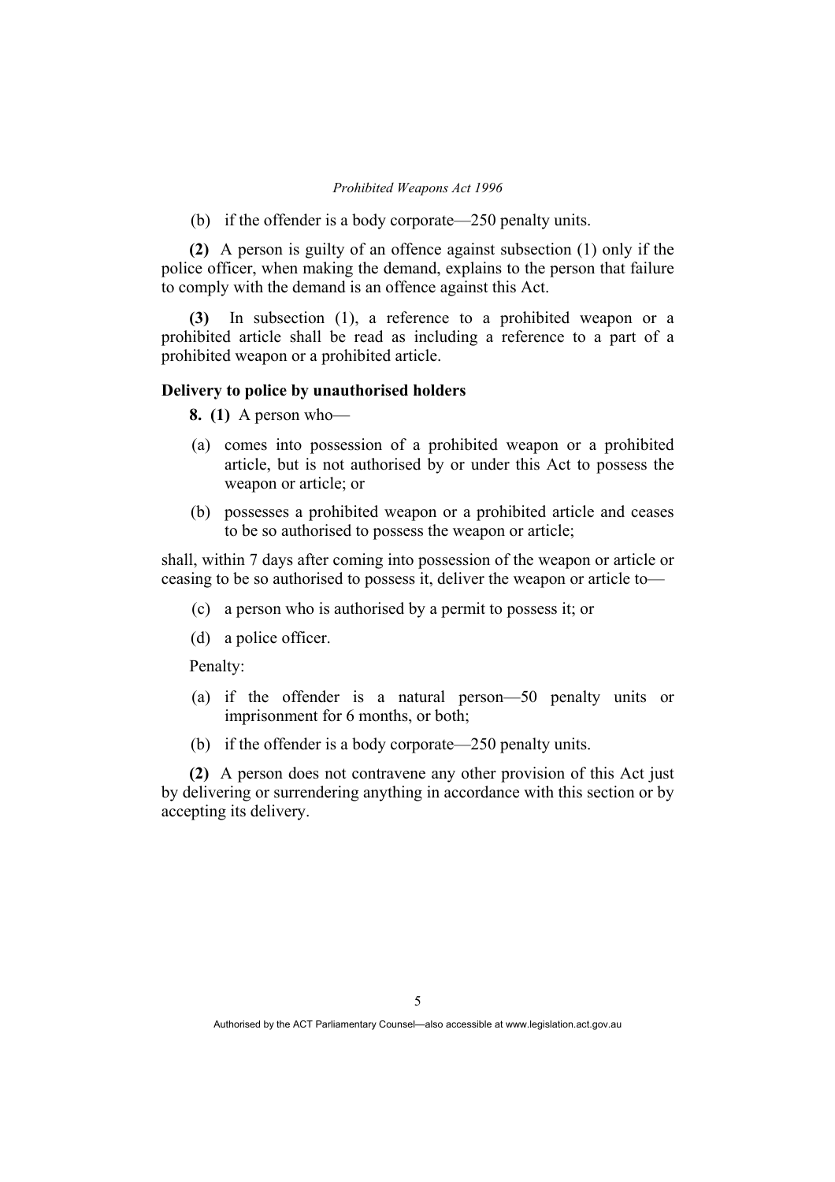(b) if the offender is a body corporate—250 penalty units.

**(2)** A person is guilty of an offence against subsection (1) only if the police officer, when making the demand, explains to the person that failure to comply with the demand is an offence against this Act.

**(3)** In subsection (1), a reference to a prohibited weapon or a prohibited article shall be read as including a reference to a part of a prohibited weapon or a prohibited article.

**Delivery to police by unauthorised holders**

**8. (1)** A person who—

(a) comes into possession of a prohibited weapon or a prohibited article, but is not authorised by or under this Act to possess the weapon or article; or

(b) possesses a prohibited weapon or a prohibited article and ceases to be so authorised to possess the weapon or article;

shall, within 7 days after coming into possession of the weapon or article or ceasing to be so authorised to possess it, deliver the weapon or article to—

(c) a person who is authorised by a permit to possess it; or

(d) a police officer.

Penalty:

(a) if the offender is a natural person—50 penalty units or imprisonment for 6 months, or both;

(b) if the offender is a body corporate—250 penalty units.

**(2)** A person does not contravene any other provision of this Act just by delivering or surrendering anything in accordance with this section or by accepting its delivery.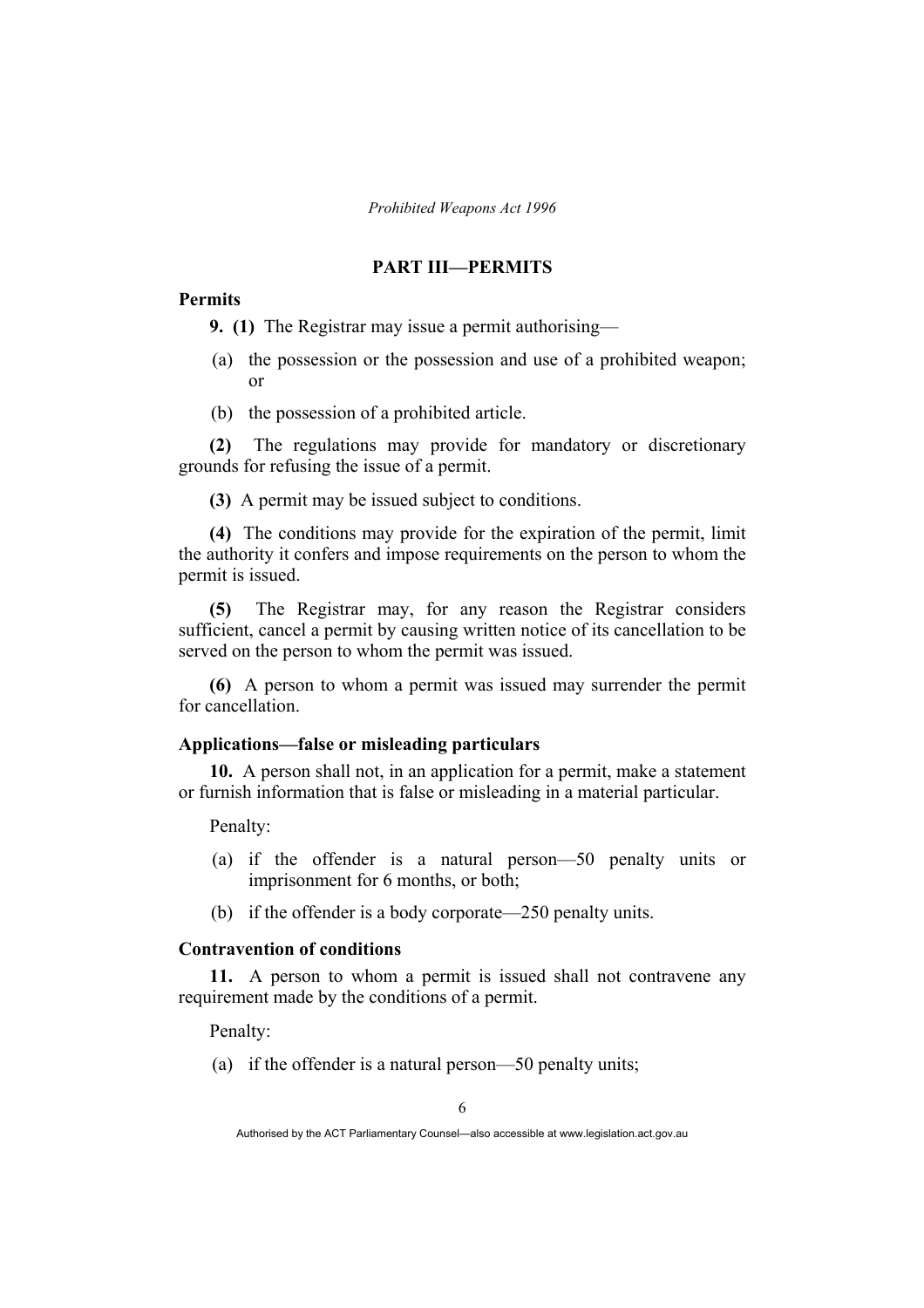## PART III—PERMITS

### Permits

**9. (1)** The Registrar may issue a permit authorising—

(a) the possession or the possession and use of a prohibited weapon; or

(b) the possession of a prohibited article.

**(2)** The regulations may provide for mandatory or discretionary grounds for refusing the issue of a permit.

**(3)** A permit may be issued subject to conditions.

**(4)** The conditions may provide for the expiration of the permit, limit the authority it confers and impose requirements on the person to whom the permit is issued.

**(5)** The Registrar may, for any reason the Registrar considers sufficient, cancel a permit by causing written notice of its cancellation to be served on the person to whom the permit was issued.

**(6)** A person to whom a permit was issued may surrender the permit for cancellation.

### Applications—false or misleading particulars

**10.** A person shall not, in an application for a permit, make a statement or furnish information that is false or misleading in a material particular.

Penalty:

(a) if the offender is a natural person—50 penalty units or imprisonment for 6 months, or both;

(b) if the offender is a body corporate—250 penalty units.

### Contravention of conditions

**11.** A person to whom a permit is issued shall not contravene any requirement made by the conditions of a permit.

Penalty:

(a) if the offender is a natural person—50 penalty units;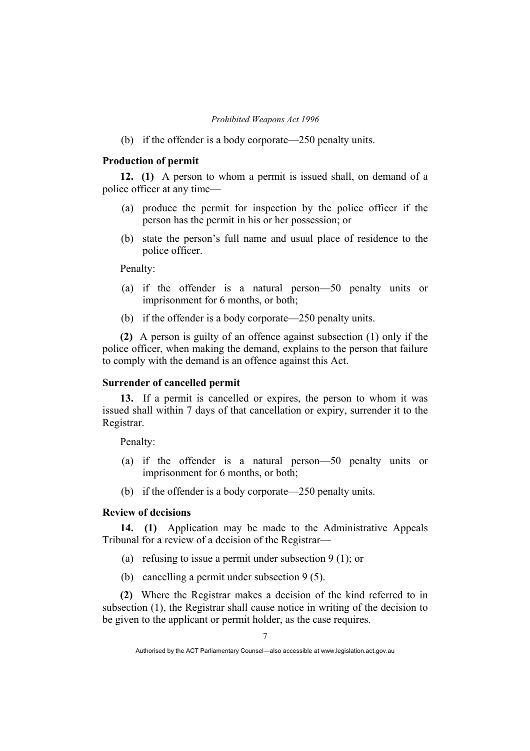(b) if the offender is a body corporate—250 penalty units.

### Production of permit

**12. (1)** A person to whom a permit is issued shall, on demand of a police officer at any time—

(a) produce the permit for inspection by the police officer if the person has the permit in his or her possession; or

(b) state the person's full name and usual place of residence to the police officer.

Penalty:

(a) if the offender is a natural person—50 penalty units or imprisonment for 6 months, or both;

(b) if the offender is a body corporate—250 penalty units.

**(2)** A person is guilty of an offence against subsection (1) only if the police officer, when making the demand, explains to the person that failure to comply with the demand is an offence against this Act.

### Surrender of cancelled permit

**13.** If a permit is cancelled or expires, the person to whom it was issued shall within 7 days of that cancellation or expiry, surrender it to the Registrar.

Penalty:

(a) if the offender is a natural person—50 penalty units or imprisonment for 6 months, or both;

(b) if the offender is a body corporate—250 penalty units.

### Review of decisions

**14. (1)** Application may be made to the Administrative Appeals Tribunal for a review of a decision of the Registrar—

(a) refusing to issue a permit under subsection 9 (1); or

(b) cancelling a permit under subsection 9 (5).

**(2)** Where the Registrar makes a decision of the kind referred to in subsection (1), the Registrar shall cause notice in writing of the decision to be given to the applicant or permit holder, as the case requires.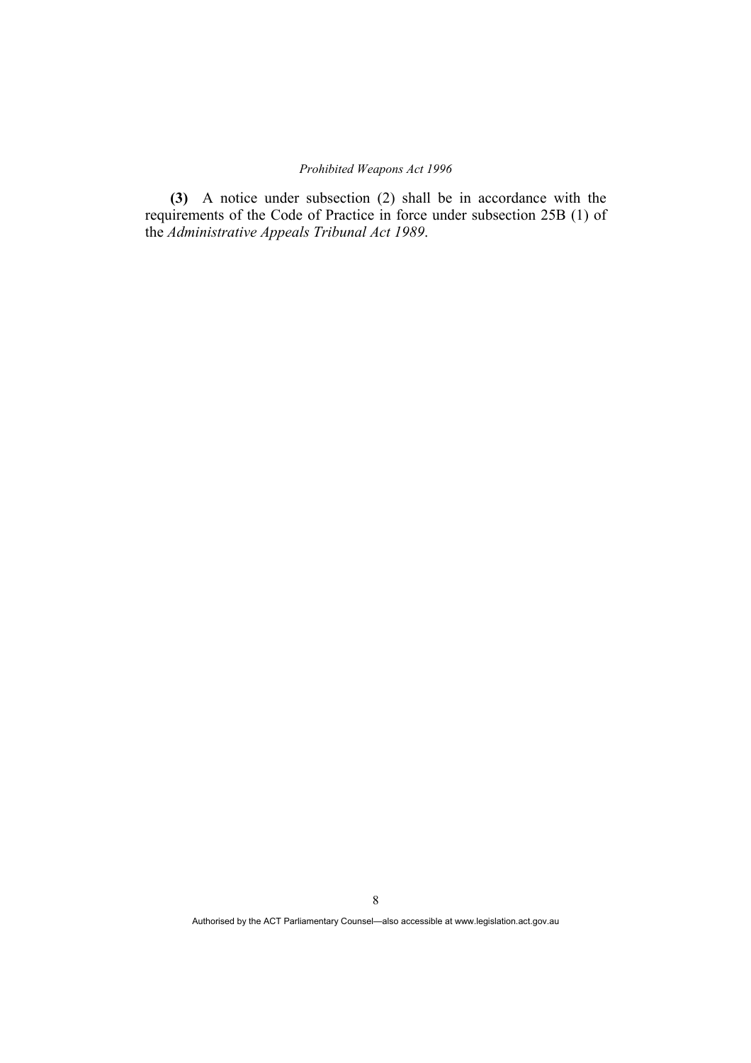**(3)** A notice under subsection (2) shall be in accordance with the requirements of the Code of Practice in force under subsection 25B (1) of the *Administrative Appeals Tribunal Act 1989*.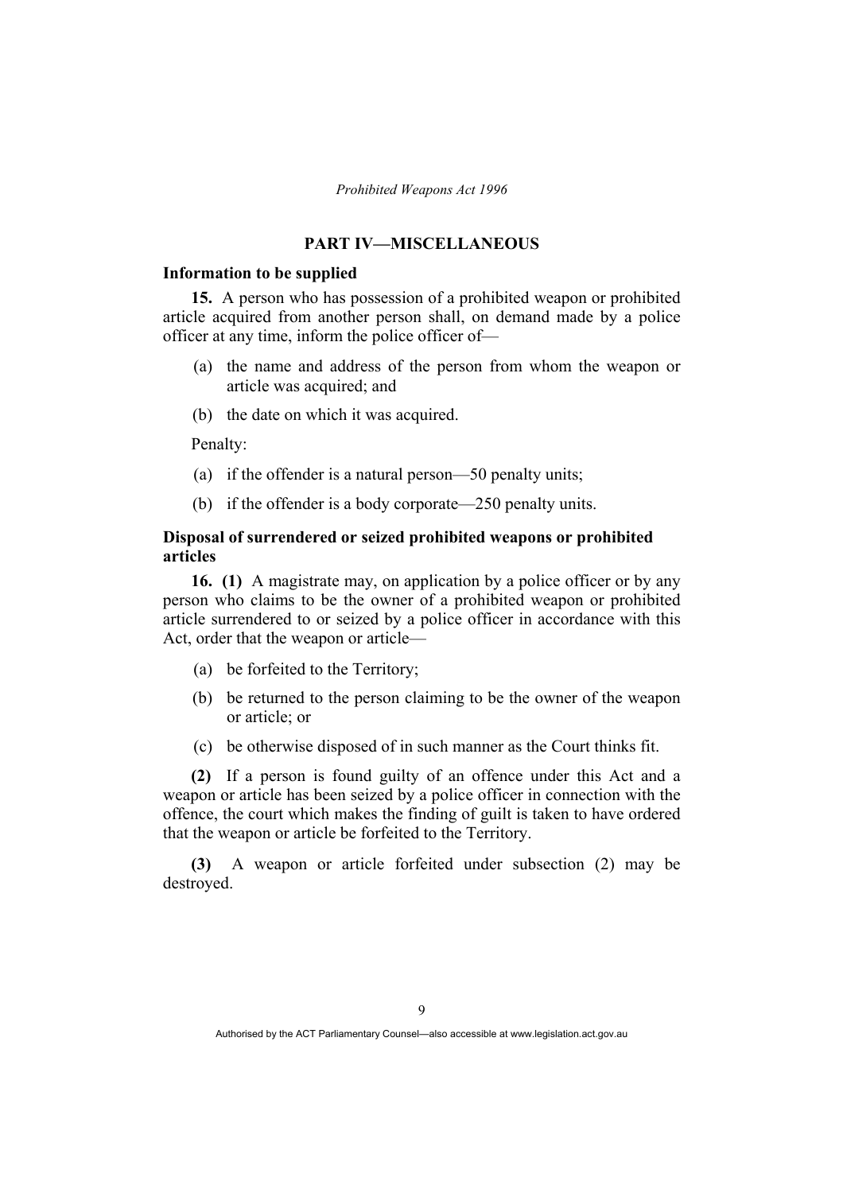## PART IV—MISCELLANEOUS

### Information to be supplied

**15.** A person who has possession of a prohibited weapon or prohibited article acquired from another person shall, on demand made by a police officer at any time, inform the police officer of—

(a) the name and address of the person from whom the weapon or article was acquired; and

(b) the date on which it was acquired.

Penalty:

(a) if the offender is a natural person—50 penalty units;

(b) if the offender is a body corporate—250 penalty units.

### Disposal of surrendered or seized prohibited weapons or prohibited articles

**16. (1)** A magistrate may, on application by a police officer or by any person who claims to be the owner of a prohibited weapon or prohibited article surrendered to or seized by a police officer in accordance with this Act, order that the weapon or article—

(a) be forfeited to the Territory;

(b) be returned to the person claiming to be the owner of the weapon or article; or

(c) be otherwise disposed of in such manner as the Court thinks fit.

**(2)** If a person is found guilty of an offence under this Act and a weapon or article has been seized by a police officer in connection with the offence, the court which makes the finding of guilt is taken to have ordered that the weapon or article be forfeited to the Territory.

**(3)** A weapon or article forfeited under subsection (2) may be destroyed.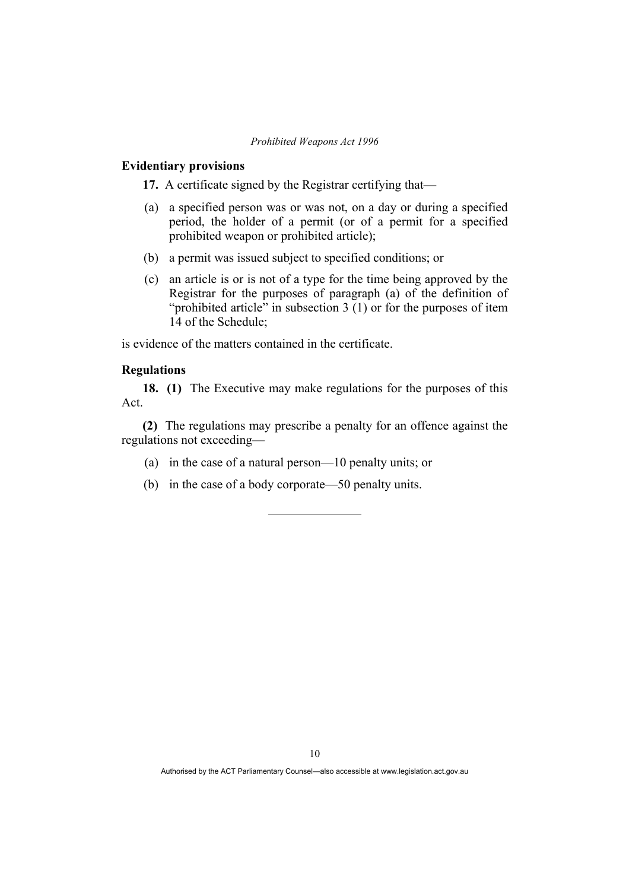### Evidentiary provisions

**17.** A certificate signed by the Registrar certifying that—

(a) a specified person was or was not, on a day or during a specified period, the holder of a permit (or of a permit for a specified prohibited weapon or prohibited article);

(b) a permit was issued subject to specified conditions; or

(c) an article is or is not of a type for the time being approved by the Registrar for the purposes of paragraph (a) of the definition of "prohibited article" in subsection 3 (1) or for the purposes of item 14 of the Schedule;

is evidence of the matters contained in the certificate.

### Regulations

**18. (1)** The Executive may make regulations for the purposes of this Act.

**(2)** The regulations may prescribe a penalty for an offence against the regulations not exceeding—

(a) in the case of a natural person—10 penalty units; or

(b) in the case of a body corporate—50 penalty units.

---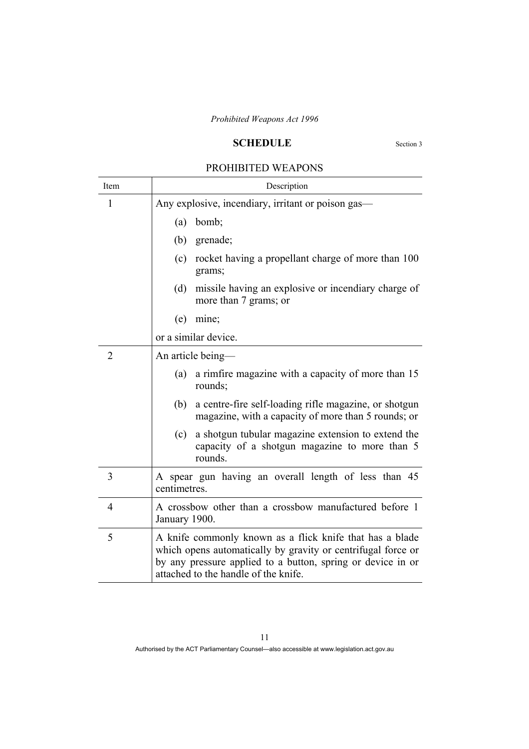## SCHEDULE

Section 3

PROHIBITED WEAPONS

| Item | Description |
|---|---|
| 1 | Any explosive, incendiary, irritant or poison gas— (a) bomb; (b) grenade; (c) rocket having a propellant charge of more than 100 grams; (d) missile having an explosive or incendiary charge of more than 7 grams; or (e) mine; or a similar device. |
| 2 | An article being— (a) a rimfire magazine with a capacity of more than 15 rounds; (b) a centre-fire self-loading rifle magazine, or shotgun magazine, with a capacity of more than 5 rounds; or (c) a shotgun tubular magazine extension to extend the capacity of a shotgun magazine to more than 5 rounds. |
| 3 | A spear gun having an overall length of less than 45 centimetres. |
| 4 | A crossbow other than a crossbow manufactured before 1 January 1900. |
| 5 | A knife commonly known as a flick knife that has a blade which opens automatically by gravity or centrifugal force or by any pressure applied to a button, spring or device in or attached to the handle of the knife. |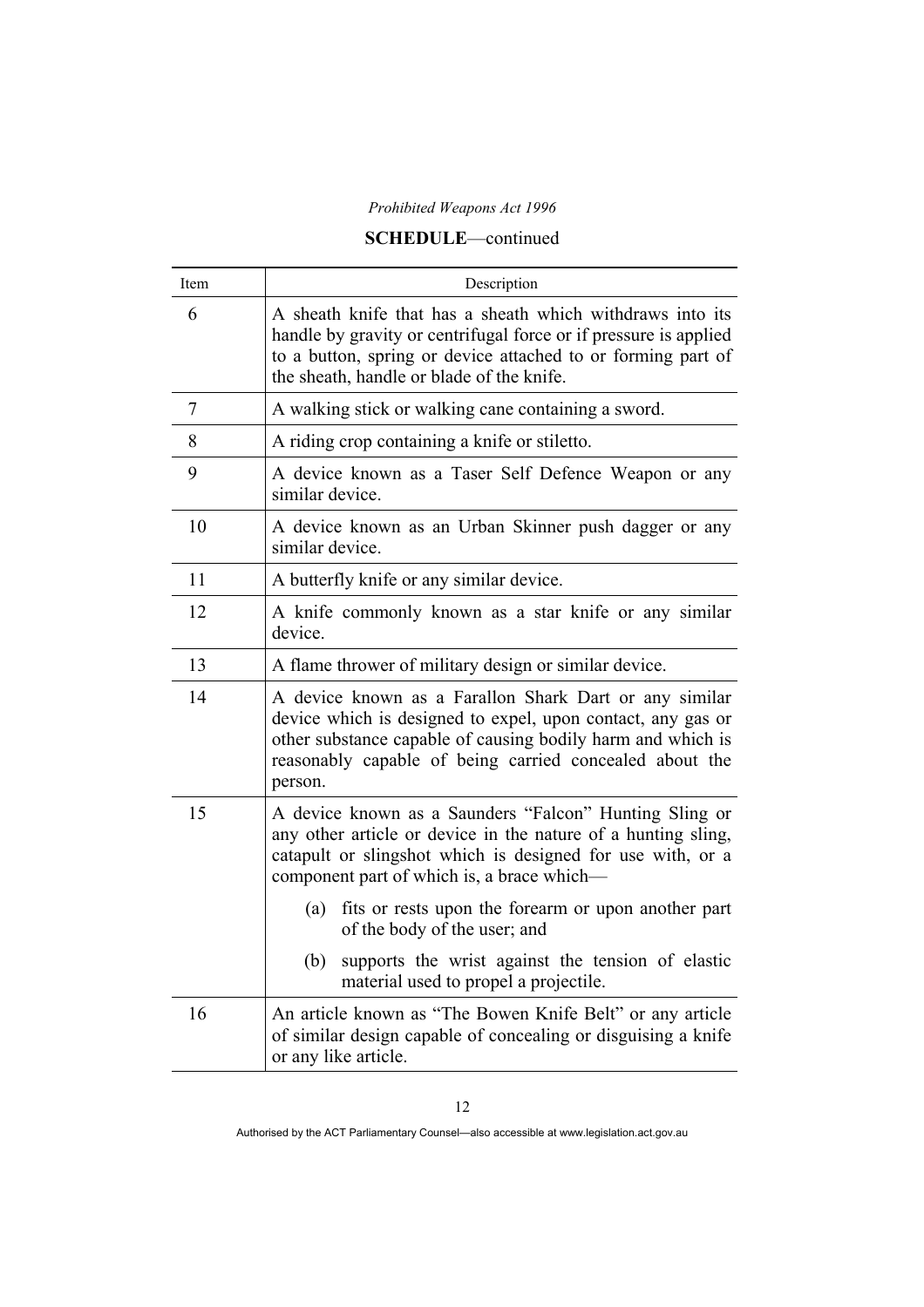**SCHEDULE**—continued

| Item | Description |
|---|---|
| 6 | A sheath knife that has a sheath which withdraws into its handle by gravity or centrifugal force or if pressure is applied to a button, spring or device attached to or forming part of the sheath, handle or blade of the knife. |
| 7 | A walking stick or walking cane containing a sword. |
| 8 | A riding crop containing a knife or stiletto. |
| 9 | A device known as a Taser Self Defence Weapon or any similar device. |
| 10 | A device known as an Urban Skinner push dagger or any similar device. |
| 11 | A butterfly knife or any similar device. |
| 12 | A knife commonly known as a star knife or any similar device. |
| 13 | A flame thrower of military design or similar device. |
| 14 | A device known as a Farallon Shark Dart or any similar device which is designed to expel, upon contact, any gas or other substance capable of causing bodily harm and which is reasonably capable of being carried concealed about the person. |
| 15 | A device known as a Saunders "Falcon" Hunting Sling or any other article or device in the nature of a hunting sling, catapult or slingshot which is designed for use with, or a component part of which is, a brace which—<br>(a) fits or rests upon the forearm or upon another part of the body of the user; and<br>(b) supports the wrist against the tension of elastic material used to propel a projectile. |
| 16 | An article known as "The Bowen Knife Belt" or any article of similar design capable of concealing or disguising a knife or any like article. |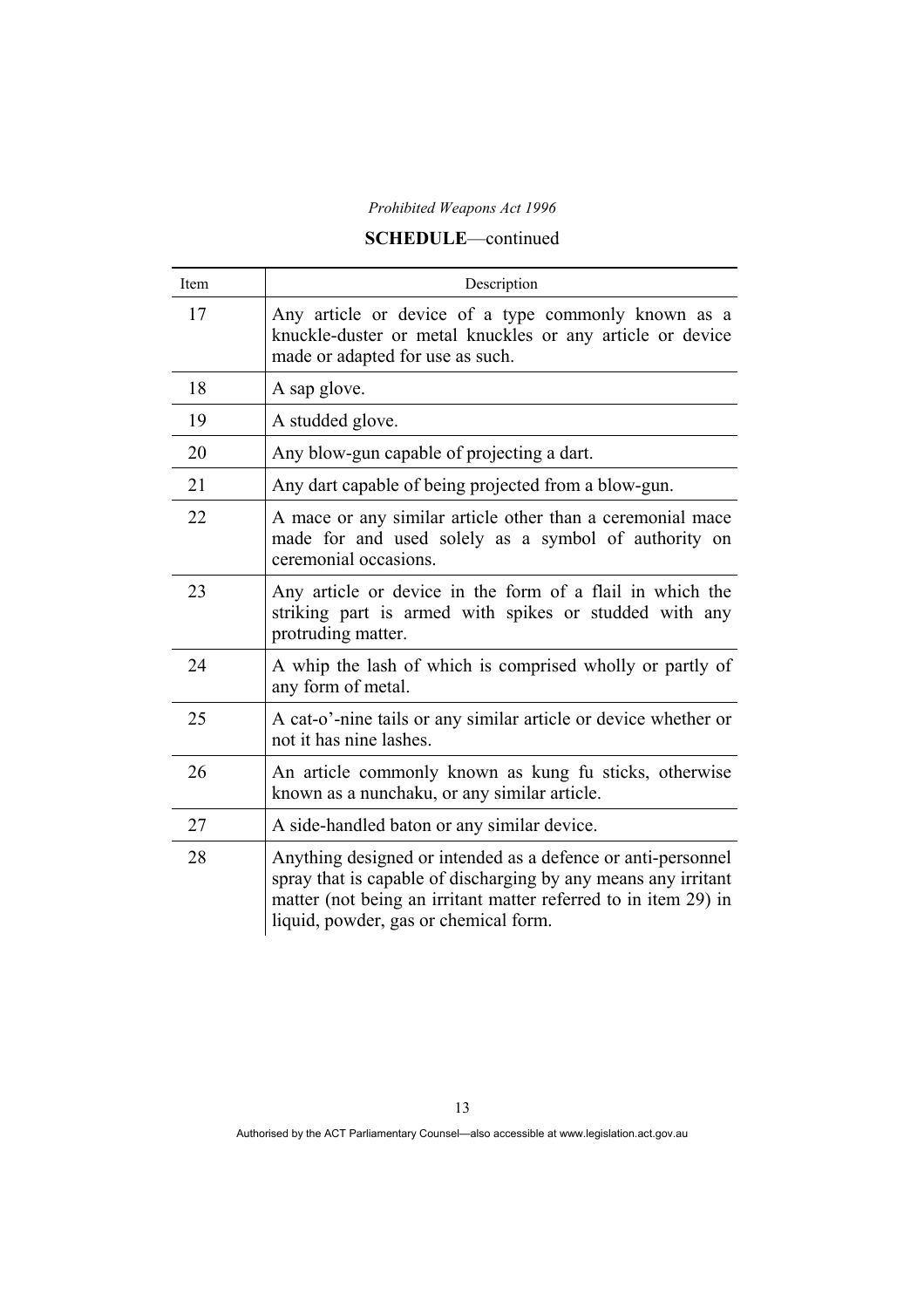**SCHEDULE**—continued

| Item | Description |
|---|---|
| 17 | Any article or device of a type commonly known as a knuckle-duster or metal knuckles or any article or device made or adapted for use as such. |
| 18 | A sap glove. |
| 19 | A studded glove. |
| 20 | Any blow-gun capable of projecting a dart. |
| 21 | Any dart capable of being projected from a blow-gun. |
| 22 | A mace or any similar article other than a ceremonial mace made for and used solely as a symbol of authority on ceremonial occasions. |
| 23 | Any article or device in the form of a flail in which the striking part is armed with spikes or studded with any protruding matter. |
| 24 | A whip the lash of which is comprised wholly or partly of any form of metal. |
| 25 | A cat-o'-nine tails or any similar article or device whether or not it has nine lashes. |
| 26 | An article commonly known as kung fu sticks, otherwise known as a nunchaku, or any similar article. |
| 27 | A side-handled baton or any similar device. |
| 28 | Anything designed or intended as a defence or anti-personnel spray that is capable of discharging by any means any irritant matter (not being an irritant matter referred to in item 29) in liquid, powder, gas or chemical form. |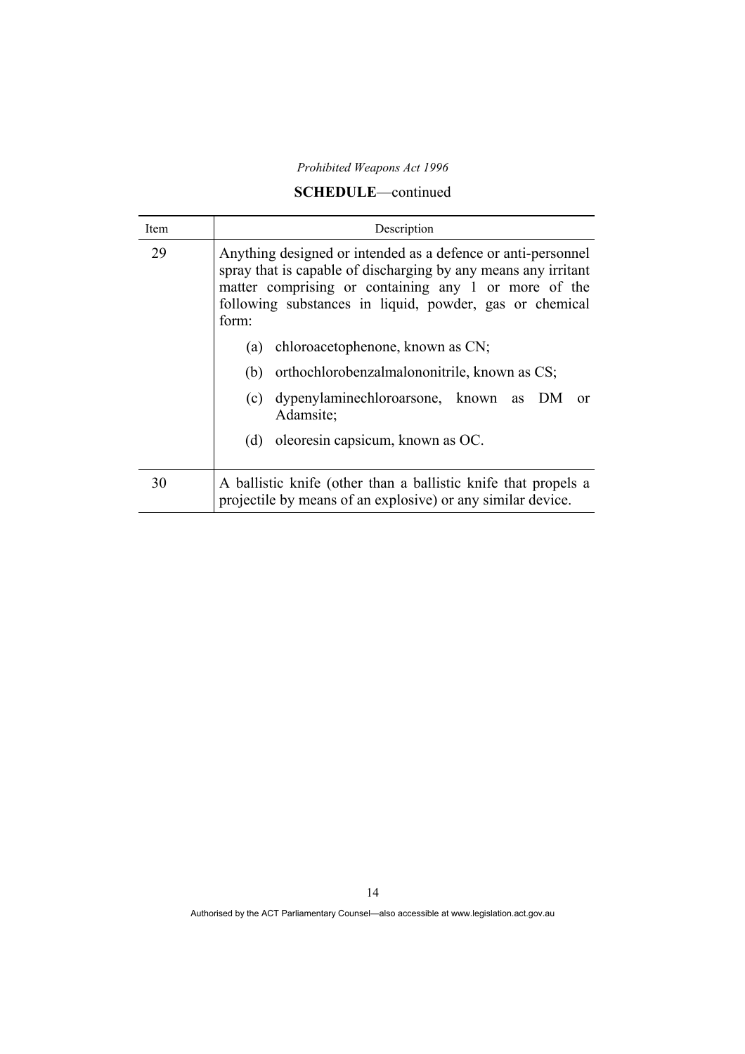**SCHEDULE**—continued

| Item | Description |
| --- | --- |
| 29 | Anything designed or intended as a defence or anti-personnel spray that is capable of discharging by any means any irritant matter comprising or containing any 1 or more of the following substances in liquid, powder, gas or chemical form:<br>(a) chloroacetophenone, known as CN;<br>(b) orthochlorobenzalmalononitrile, known as CS;<br>(c) dypenylaminechloroarsone, known as DM or Adamsite;<br>(d) oleoresin capsicum, known as OC. |
| 30 | A ballistic knife (other than a ballistic knife that propels a projectile by means of an explosive) or any similar device. |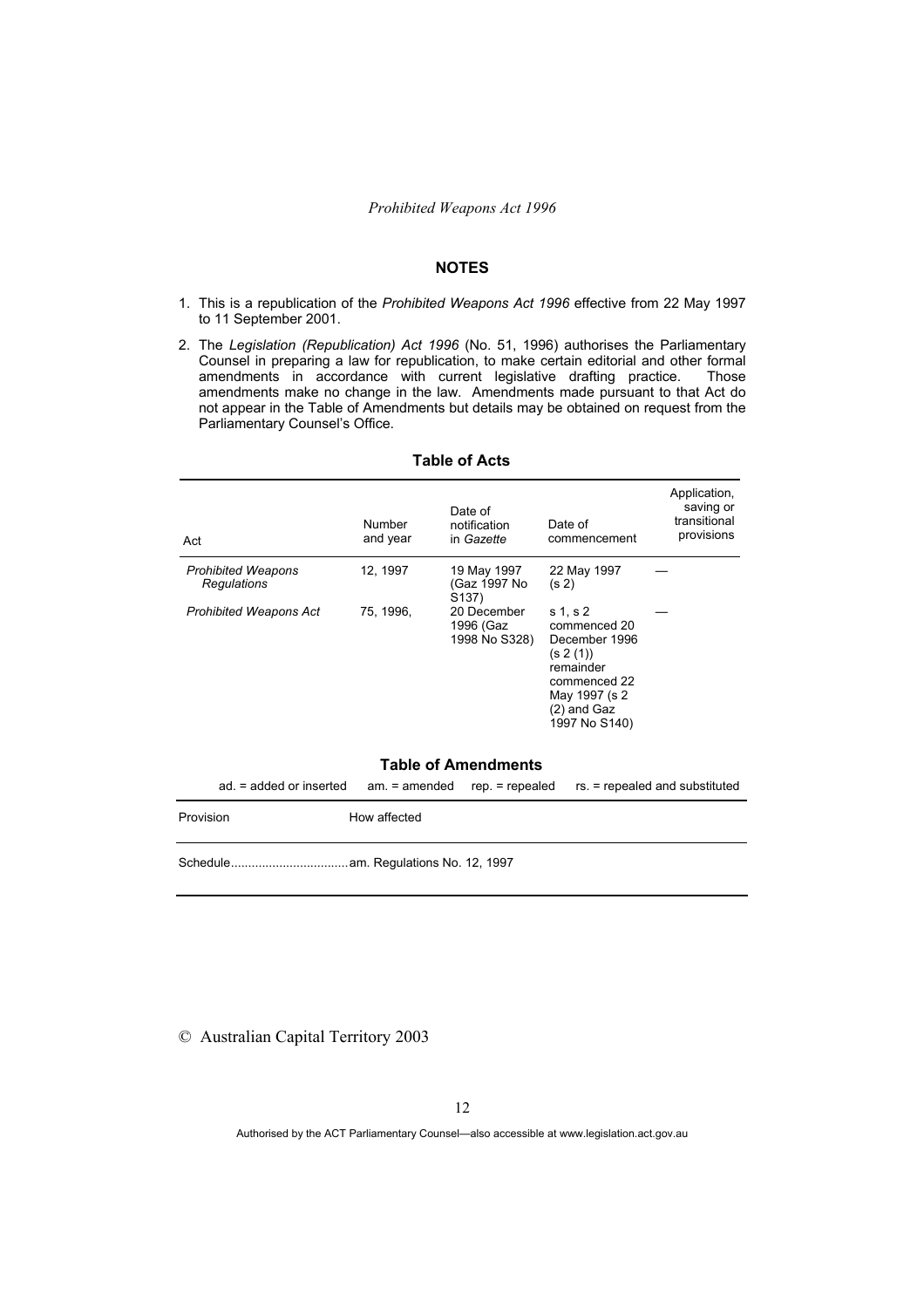## NOTES

1. This is a republication of the *Prohibited Weapons Act 1996* effective from 22 May 1997 to 11 September 2001.
2. The *Legislation (Republication) Act 1996* (No. 51, 1996) authorises the Parliamentary Counsel in preparing a law for republication, to make certain editorial and other formal amendments in accordance with current legislative drafting practice. Those amendments make no change in the law. Amendments made pursuant to that Act do not appear in the Table of Amendments but details may be obtained on request from the Parliamentary Counsel's Office.

### Table of Acts

| Act | Number and year | Date of notification in *Gazette* | Date of commencement | Application, saving or transitional provisions |
|---|---|---|---|---|
| *Prohibited Weapons Regulations* | 12, 1997 | 19 May 1997 (Gaz 1997 No S137) | 22 May 1997 (s 2) | — |
| *Prohibited Weapons Act* | 75, 1996, | 20 December 1996 (Gaz 1998 No S328) | s 1, s 2 commenced 20 December 1996 (s 2 (1)) remainder commenced 22 May 1997 (s 2 (2) and Gaz 1997 No S140) | — |

### Table of Amendments

ad. = added or inserted am. = amended rep. = repealed rs. = repealed and substituted

| Provision | How affected |
|---|---|
| Schedule | am. Regulations No. 12, 1997 |

© Australian Capital Territory 2003